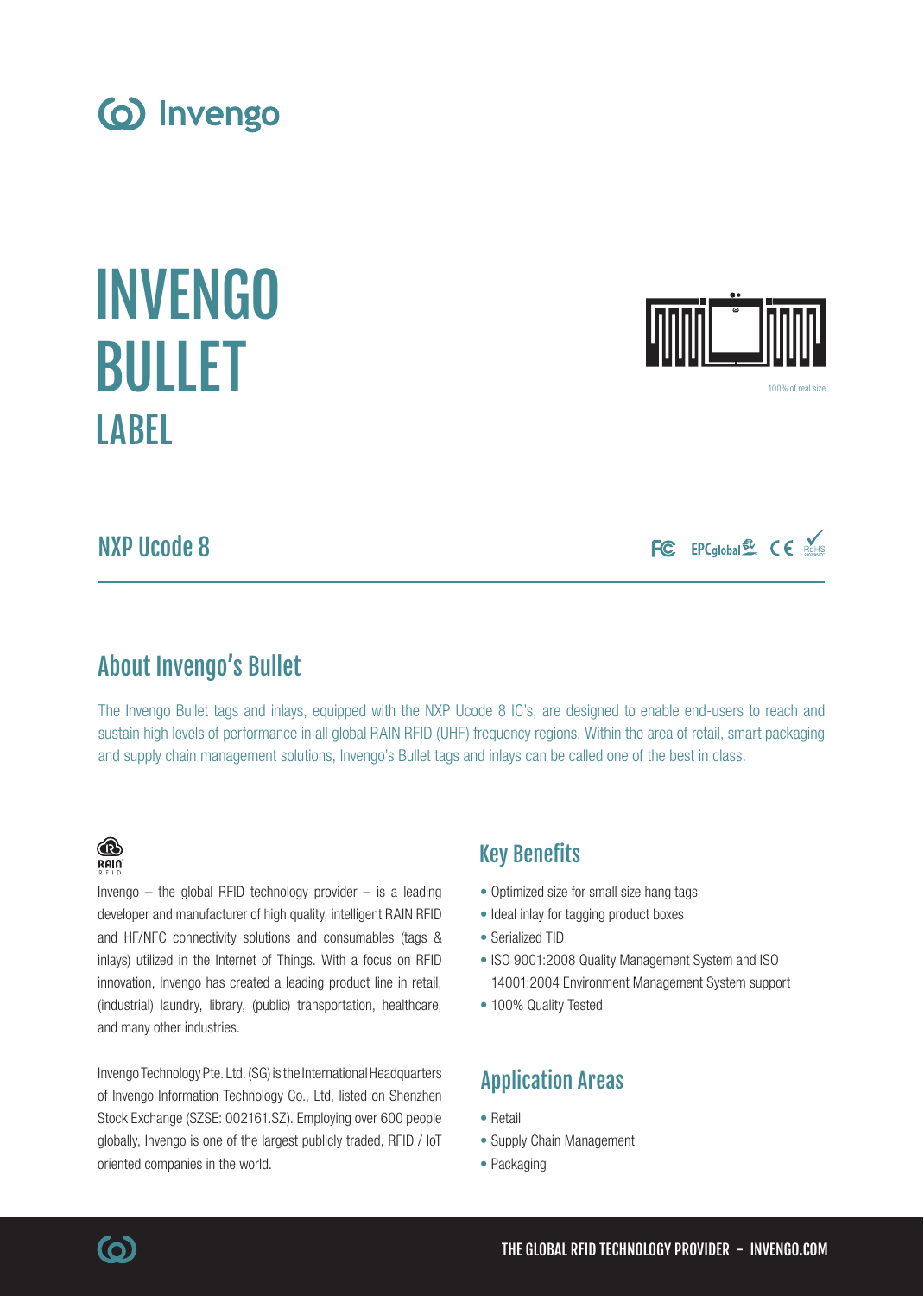# INVENGO BULLET LABEL

100% of real size

## NXP Ucode 8

## About Invengo's Bullet

The Invengo Bullet tags and inlays, equipped with the NXP Ucode 8 IC's, are designed to enable end-users to reach and sustain high levels of performance in all global RAIN RFID (UHF) frequency regions. Within the area of retail, smart packaging and supply chain management solutions, Invengo's Bullet tags and inlays can be called one of the best in class.

Invengo – the global RFID technology provider – is a leading developer and manufacturer of high quality, intelligent RAIN RFID and HF/NFC connectivity solutions and consumables (tags & inlays) utilized in the Internet of Things. With a focus on RFID innovation, Invengo has created a leading product line in retail, (industrial) laundry, library, (public) transportation, healthcare, and many other industries.

Invengo Technology Pte. Ltd. (SG) is the International Headquarters of Invengo Information Technology Co., Ltd, listed on Shenzhen Stock Exchange (SZSE: 002161.SZ). Employing over 600 people globally, Invengo is one of the largest publicly traded, RFID / IoT oriented companies in the world.

## Key Benefits

- Optimized size for small size hang tags
- Ideal inlay for tagging product boxes
- Serialized TID
- ISO 9001:2008 Quality Management System and ISO 14001:2004 Environment Management System support
- 100% Quality Tested

## Application Areas

- Retail
- Supply Chain Management
- Packaging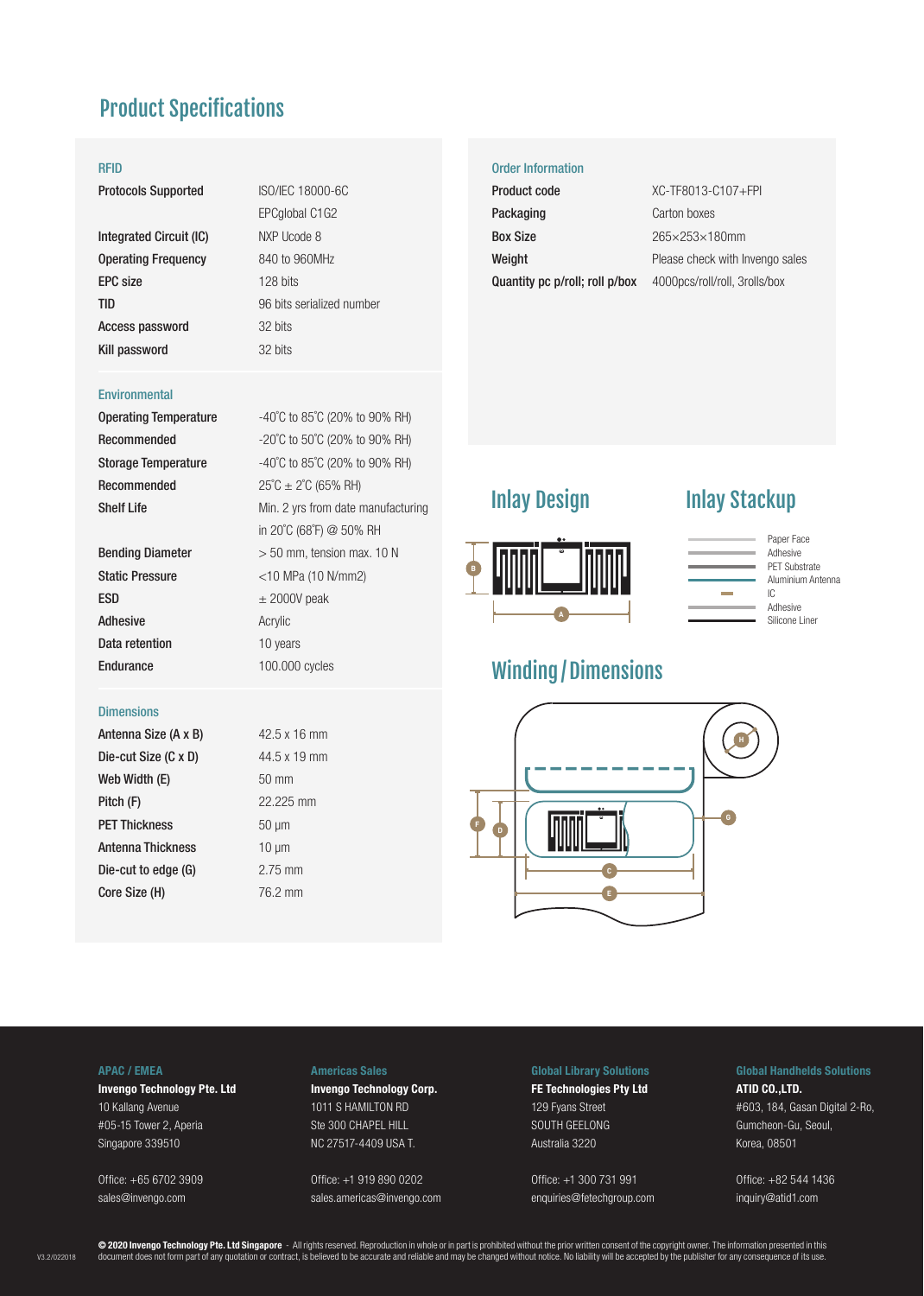# Product Specifications

### RFID

| | |
|---|---|
| Protocols Supported | ISO/IEC 18000-6C<br>EPCglobal C1G2 |
| Integrated Circuit (IC) | NXP Ucode 8 |
| Operating Frequency | 840 to 960MHz |
| EPC size | 128 bits |
| TID | 96 bits serialized number |
| Access password | 32 bits |
| Kill password | 32 bits |

### Environmental

| | |
|---|---|
| Operating Temperature | -40˚C to 85˚C (20% to 90% RH) |
| Recommended | -20˚C to 50˚C (20% to 90% RH) |
| Storage Temperature | -40˚C to 85˚C (20% to 90% RH) |
| Recommended | 25˚C ± 2˚C (65% RH) |
| Shelf Life | Min. 2 yrs from date manufacturing in 20˚C (68˚F) @ 50% RH |
| Bending Diameter | > 50 mm, tension max. 10 N |
| Static Pressure | <10 MPa (10 N/mm2) |
| ESD | ± 2000V peak |
| Adhesive | Acrylic |
| Data retention | 10 years |
| Endurance | 100.000 cycles |

### Dimensions

| | |
|---|---|
| Antenna Size (A x B) | 42.5 x 16 mm |
| Die-cut Size (C x D) | 44.5 x 19 mm |
| Web Width (E) | 50 mm |
| Pitch (F) | 22.225 mm |
| PET Thickness | 50 µm |
| Antenna Thickness | 10 µm |
| Die-cut to edge (G) | 2.75 mm |
| Core Size (H) | 76.2 mm |

### Order Information

| | |
|---|---|
| Product code | XC-TF8013-C107+FPI |
| Packaging | Carton boxes |
| Box Size | 265×253×180mm |
| Weight | Please check with Invengo sales |
| Quantity pc p/roll; roll p/box | 4000pcs/roll/roll, 3rolls/box |

## Inlay Design

B

A

## Inlay Stackup

Paper Face
Adhesive
PET Substrate
Aluminium Antenna
IC
Adhesive
Silicone Liner

## Winding / Dimensions

H
F
D
G
C
E

---

**APAC / EMEA**
**Invengo Technology Pte. Ltd**
10 Kallang Avenue
#05-15 Tower 2, Aperia
Singapore 339510

Office: +65 6702 3909
sales@invengo.com

**Americas Sales**
**Invengo Technology Corp.**
1011 S HAMILTON RD
Ste 300 CHAPEL HILL
NC 27517-4409 USA T.

Office: +1 919 890 0202
sales.americas@invengo.com

**Global Library Solutions**
**FE Technologies Pty Ltd**
129 Fyans Street
SOUTH GEELONG
Australia 3220

Office: +1 300 731 991
enquiries@fetechgroup.com

**Global Handhelds Solutions**
**ATID CO.,LTD.**
#603, 184, Gasan Digital 2-Ro,
Gumcheon-Gu, Seoul,
Korea, 08501

Office: +82 544 1436
inquiry@atid1.com

**© 2020 Invengo Technology Pte. Ltd Singapore** - All rights reserved. Reproduction in whole or in part is prohibited without the prior written consent of the copyright owner. The information presented in this document does not form part of any quotation or contract, is believed to be accurate and reliable and may be changed without notice. No liability will be accepted by the publisher for any consequence of its use.

V3.2/022018